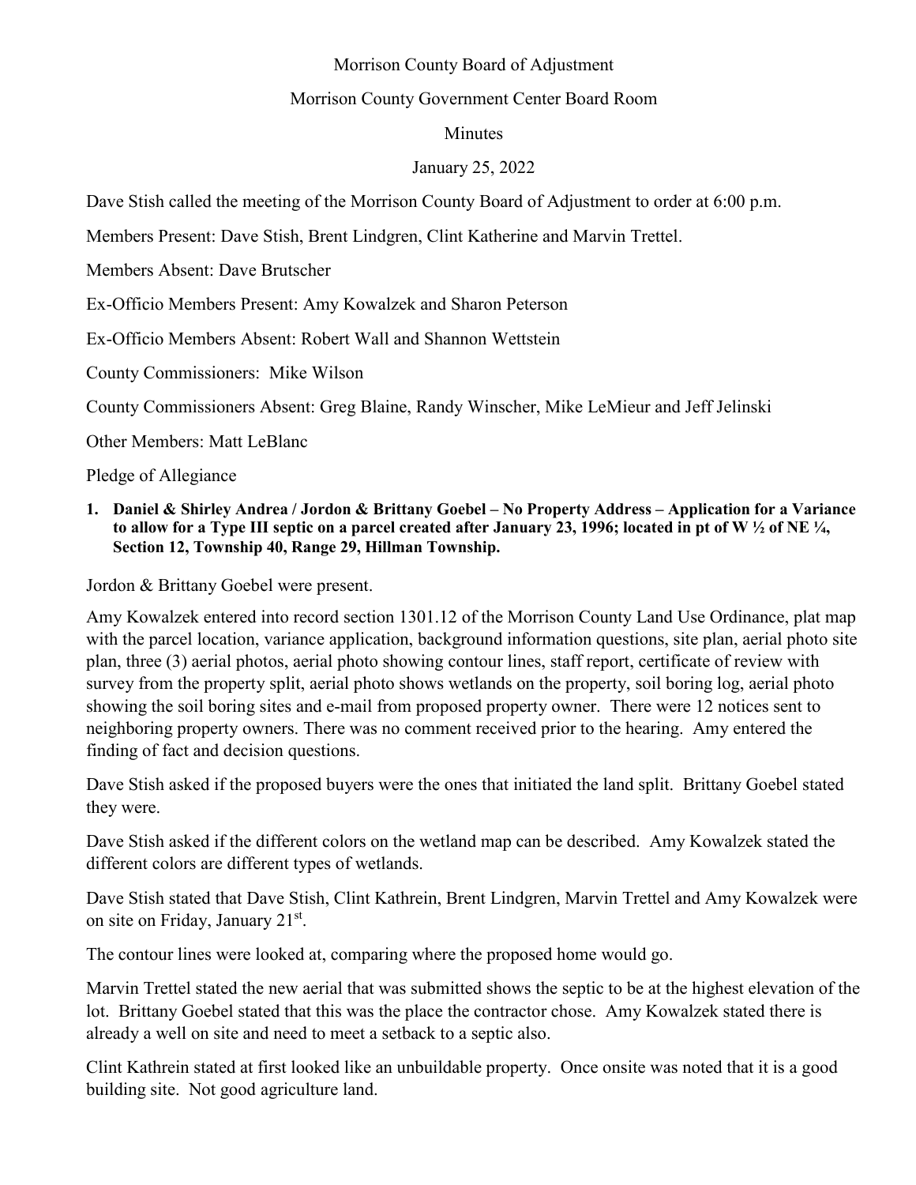Morrison County Board of Adjustment

Morrison County Government Center Board Room

Minutes

January 25, 2022

Dave Stish called the meeting of the Morrison County Board of Adjustment to order at 6:00 p.m.

Members Present: Dave Stish, Brent Lindgren, Clint Katherine and Marvin Trettel.

Members Absent: Dave Brutscher

Ex-Officio Members Present: Amy Kowalzek and Sharon Peterson

Ex-Officio Members Absent: Robert Wall and Shannon Wettstein

County Commissioners: Mike Wilson

County Commissioners Absent: Greg Blaine, Randy Winscher, Mike LeMieur and Jeff Jelinski

Other Members: Matt LeBlanc

Pledge of Allegiance

1. **Daniel & Shirley Andrea / Jordon & Brittany Goebel – No Property Address – Application for a Variance to allow for a Type III septic on a parcel created after January 23, 1996; located in pt of W ½ of NE ¼, Section 12, Township 40, Range 29, Hillman Township.**

Jordon & Brittany Goebel were present.

Amy Kowalzek entered into record section 1301.12 of the Morrison County Land Use Ordinance, plat map with the parcel location, variance application, background information questions, site plan, aerial photo site plan, three (3) aerial photos, aerial photo showing contour lines, staff report, certificate of review with survey from the property split, aerial photo shows wetlands on the property, soil boring log, aerial photo showing the soil boring sites and e-mail from proposed property owner. There were 12 notices sent to neighboring property owners. There was no comment received prior to the hearing. Amy entered the finding of fact and decision questions.

Dave Stish asked if the proposed buyers were the ones that initiated the land split. Brittany Goebel stated they were.

Dave Stish asked if the different colors on the wetland map can be described. Amy Kowalzek stated the different colors are different types of wetlands.

Dave Stish stated that Dave Stish, Clint Kathrein, Brent Lindgren, Marvin Trettel and Amy Kowalzek were on site on Friday, January 21st.

The contour lines were looked at, comparing where the proposed home would go.

Marvin Trettel stated the new aerial that was submitted shows the septic to be at the highest elevation of the lot. Brittany Goebel stated that this was the place the contractor chose. Amy Kowalzek stated there is already a well on site and need to meet a setback to a septic also.

Clint Kathrein stated at first looked like an unbuildable property. Once onsite was noted that it is a good building site. Not good agriculture land.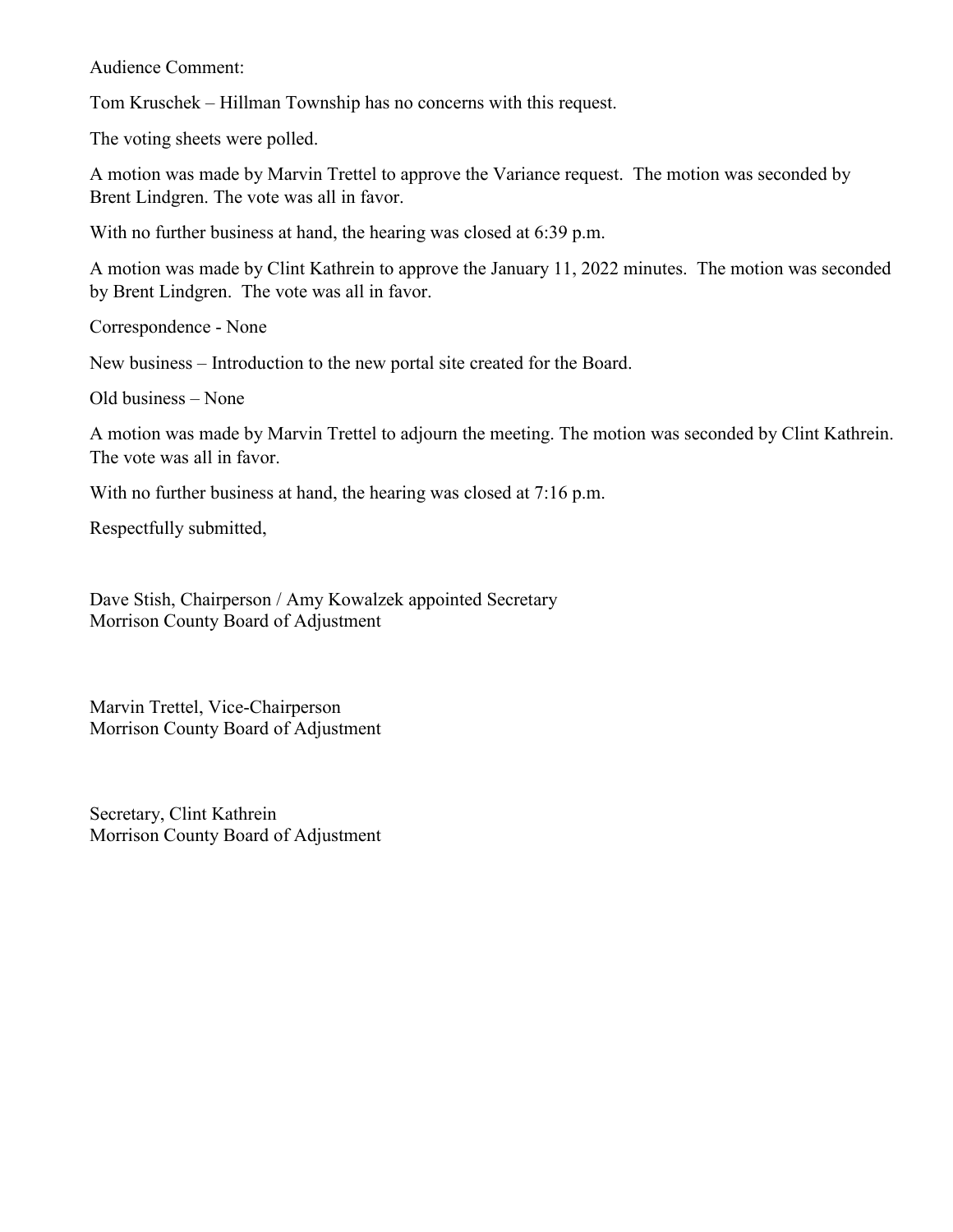Audience Comment:

Tom Kruschek – Hillman Township has no concerns with this request.

The voting sheets were polled.

A motion was made by Marvin Trettel to approve the Variance request. The motion was seconded by Brent Lindgren. The vote was all in favor.

With no further business at hand, the hearing was closed at 6:39 p.m.

A motion was made by Clint Kathrein to approve the January 11, 2022 minutes. The motion was seconded by Brent Lindgren. The vote was all in favor.

Correspondence - None

New business – Introduction to the new portal site created for the Board.

Old business – None

A motion was made by Marvin Trettel to adjourn the meeting. The motion was seconded by Clint Kathrein. The vote was all in favor.

With no further business at hand, the hearing was closed at 7:16 p.m.

Respectfully submitted,

Dave Stish, Chairperson / Amy Kowalzek appointed Secretary
Morrison County Board of Adjustment

Marvin Trettel, Vice-Chairperson
Morrison County Board of Adjustment

Secretary, Clint Kathrein
Morrison County Board of Adjustment